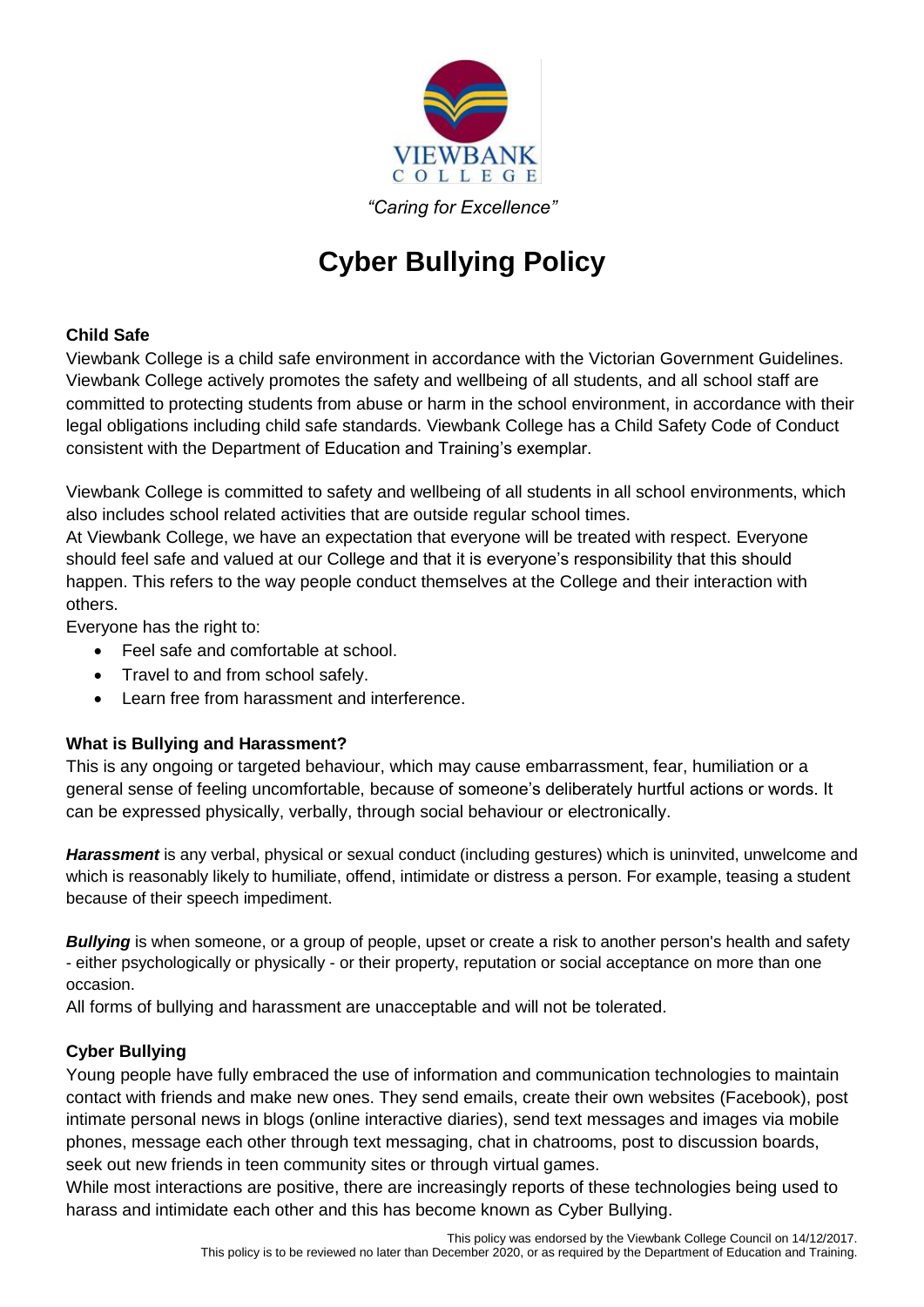VIEWBANK COLLEGE

*"Caring for Excellence"*

# Cyber Bullying Policy

### Child Safe

Viewbank College is a child safe environment in accordance with the Victorian Government Guidelines. Viewbank College actively promotes the safety and wellbeing of all students, and all school staff are committed to protecting students from abuse or harm in the school environment, in accordance with their legal obligations including child safe standards. Viewbank College has a Child Safety Code of Conduct consistent with the Department of Education and Training's exemplar.

Viewbank College is committed to safety and wellbeing of all students in all school environments, which also includes school related activities that are outside regular school times.

At Viewbank College, we have an expectation that everyone will be treated with respect. Everyone should feel safe and valued at our College and that it is everyone's responsibility that this should happen. This refers to the way people conduct themselves at the College and their interaction with others.

Everyone has the right to:

- Feel safe and comfortable at school.
- Travel to and from school safely.
- Learn free from harassment and interference.

### What is Bullying and Harassment?

This is any ongoing or targeted behaviour, which may cause embarrassment, fear, humiliation or a general sense of feeling uncomfortable, because of someone's deliberately hurtful actions or words. It can be expressed physically, verbally, through social behaviour or electronically.

***Harassment*** is any verbal, physical or sexual conduct (including gestures) which is uninvited, unwelcome and which is reasonably likely to humiliate, offend, intimidate or distress a person. For example, teasing a student because of their speech impediment.

***Bullying*** is when someone, or a group of people, upset or create a risk to another person's health and safety - either psychologically or physically - or their property, reputation or social acceptance on more than one occasion.

All forms of bullying and harassment are unacceptable and will not be tolerated.

### Cyber Bullying

Young people have fully embraced the use of information and communication technologies to maintain contact with friends and make new ones. They send emails, create their own websites (Facebook), post intimate personal news in blogs (online interactive diaries), send text messages and images via mobile phones, message each other through text messaging, chat in chatrooms, post to discussion boards, seek out new friends in teen community sites or through virtual games.

While most interactions are positive, there are increasingly reports of these technologies being used to harass and intimidate each other and this has become known as Cyber Bullying.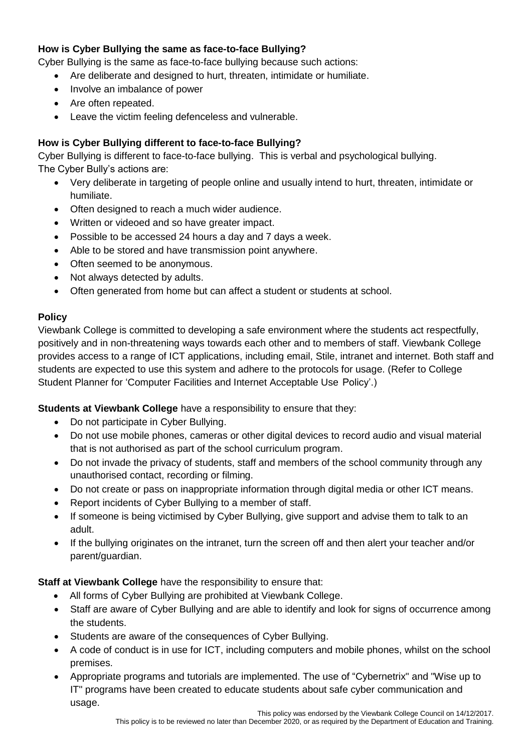**How is Cyber Bullying the same as face-to-face Bullying?**

Cyber Bullying is the same as face-to-face bullying because such actions:

- Are deliberate and designed to hurt, threaten, intimidate or humiliate.
- Involve an imbalance of power
- Are often repeated.
- Leave the victim feeling defenceless and vulnerable.

**How is Cyber Bullying different to face-to-face Bullying?**

Cyber Bullying is different to face-to-face bullying. This is verbal and psychological bullying.
The Cyber Bully's actions are:

- Very deliberate in targeting of people online and usually intend to hurt, threaten, intimidate or humiliate.
- Often designed to reach a much wider audience.
- Written or videoed and so have greater impact.
- Possible to be accessed 24 hours a day and 7 days a week.
- Able to be stored and have transmission point anywhere.
- Often seemed to be anonymous.
- Not always detected by adults.
- Often generated from home but can affect a student or students at school.

**Policy**

Viewbank College is committed to developing a safe environment where the students act respectfully, positively and in non-threatening ways towards each other and to members of staff. Viewbank College provides access to a range of ICT applications, including email, Stile, intranet and internet. Both staff and students are expected to use this system and adhere to the protocols for usage. (Refer to College Student Planner for 'Computer Facilities and Internet Acceptable Use Policy'.)

**Students at Viewbank College** have a responsibility to ensure that they:

- Do not participate in Cyber Bullying.
- Do not use mobile phones, cameras or other digital devices to record audio and visual material that is not authorised as part of the school curriculum program.
- Do not invade the privacy of students, staff and members of the school community through any unauthorised contact, recording or filming.
- Do not create or pass on inappropriate information through digital media or other ICT means.
- Report incidents of Cyber Bullying to a member of staff.
- If someone is being victimised by Cyber Bullying, give support and advise them to talk to an adult.
- If the bullying originates on the intranet, turn the screen off and then alert your teacher and/or parent/guardian.

**Staff at Viewbank College** have the responsibility to ensure that:

- All forms of Cyber Bullying are prohibited at Viewbank College.
- Staff are aware of Cyber Bullying and are able to identify and look for signs of occurrence among the students.
- Students are aware of the consequences of Cyber Bullying.
- A code of conduct is in use for ICT, including computers and mobile phones, whilst on the school premises.
- Appropriate programs and tutorials are implemented. The use of "Cybernetrix" and "Wise up to IT" programs have been created to educate students about safe cyber communication and usage.

This policy was endorsed by the Viewbank College Council on 14/12/2017.
This policy is to be reviewed no later than December 2020, or as required by the Department of Education and Training.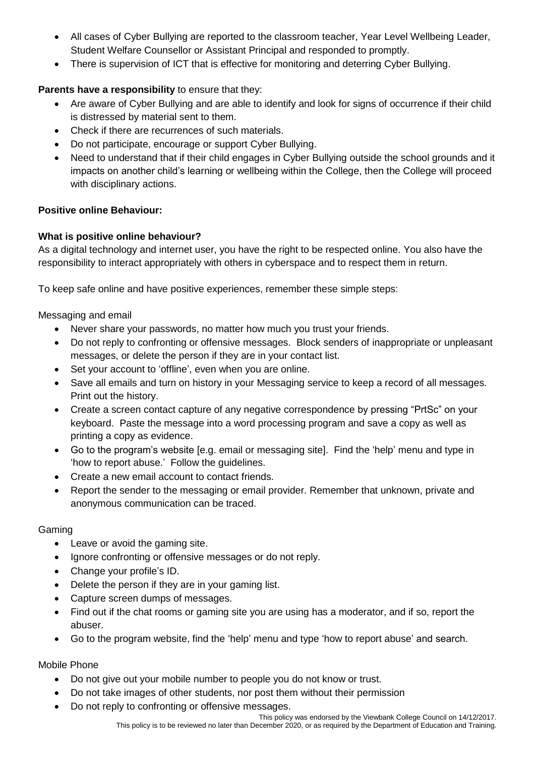- All cases of Cyber Bullying are reported to the classroom teacher, Year Level Wellbeing Leader, Student Welfare Counsellor or Assistant Principal and responded to promptly.
- There is supervision of ICT that is effective for monitoring and deterring Cyber Bullying.

**Parents have a responsibility** to ensure that they:

- Are aware of Cyber Bullying and are able to identify and look for signs of occurrence if their child is distressed by material sent to them.
- Check if there are recurrences of such materials.
- Do not participate, encourage or support Cyber Bullying.
- Need to understand that if their child engages in Cyber Bullying outside the school grounds and it impacts on another child's learning or wellbeing within the College, then the College will proceed with disciplinary actions.

**Positive online Behaviour:**

**What is positive online behaviour?**

As a digital technology and internet user, you have the right to be respected online. You also have the responsibility to interact appropriately with others in cyberspace and to respect them in return.

To keep safe online and have positive experiences, remember these simple steps:

Messaging and email

- Never share your passwords, no matter how much you trust your friends.
- Do not reply to confronting or offensive messages. Block senders of inappropriate or unpleasant messages, or delete the person if they are in your contact list.
- Set your account to 'offline', even when you are online.
- Save all emails and turn on history in your Messaging service to keep a record of all messages. Print out the history.
- Create a screen contact capture of any negative correspondence by pressing "PrtSc" on your keyboard. Paste the message into a word processing program and save a copy as well as printing a copy as evidence.
- Go to the program's website [e.g. email or messaging site]. Find the 'help' menu and type in 'how to report abuse.' Follow the guidelines.
- Create a new email account to contact friends.
- Report the sender to the messaging or email provider. Remember that unknown, private and anonymous communication can be traced.

Gaming

- Leave or avoid the gaming site.
- Ignore confronting or offensive messages or do not reply.
- Change your profile's ID.
- Delete the person if they are in your gaming list.
- Capture screen dumps of messages.
- Find out if the chat rooms or gaming site you are using has a moderator, and if so, report the abuser.
- Go to the program website, find the 'help' menu and type 'how to report abuse' and search.

Mobile Phone

- Do not give out your mobile number to people you do not know or trust.
- Do not take images of other students, nor post them without their permission
- Do not reply to confronting or offensive messages.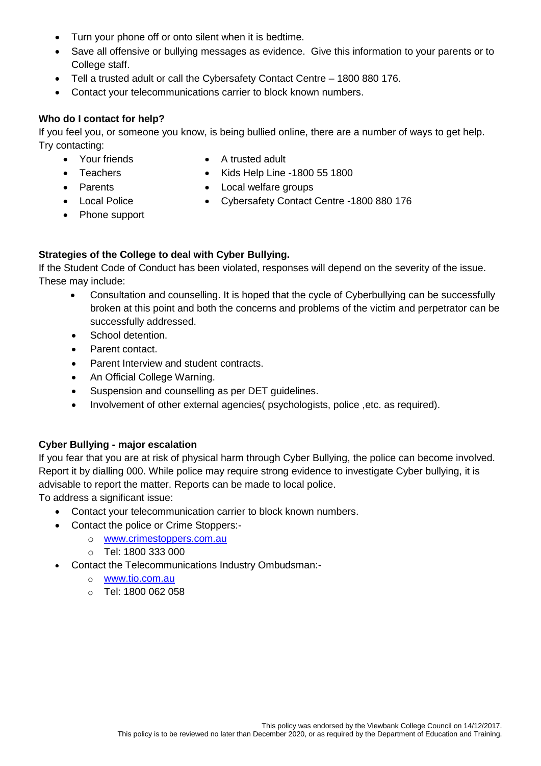- Turn your phone off or onto silent when it is bedtime.
- Save all offensive or bullying messages as evidence. Give this information to your parents or to College staff.
- Tell a trusted adult or call the Cybersafety Contact Centre – 1800 880 176.
- Contact your telecommunications carrier to block known numbers.

**Who do I contact for help?**

If you feel you, or someone you know, is being bullied online, there are a number of ways to get help. Try contacting:

- Your friends
- Teachers
- Parents
- Local Police
- Phone support
- A trusted adult
- Kids Help Line -1800 55 1800
- Local welfare groups
- Cybersafety Contact Centre -1800 880 176

**Strategies of the College to deal with Cyber Bullying.**

If the Student Code of Conduct has been violated, responses will depend on the severity of the issue. These may include:

- Consultation and counselling. It is hoped that the cycle of Cyberbullying can be successfully broken at this point and both the concerns and problems of the victim and perpetrator can be successfully addressed.
- School detention.
- Parent contact.
- Parent Interview and student contracts.
- An Official College Warning.
- Suspension and counselling as per DET guidelines.
- Involvement of other external agencies( psychologists, police ,etc. as required).

**Cyber Bullying - major escalation**

If you fear that you are at risk of physical harm through Cyber Bullying, the police can become involved. Report it by dialling 000. While police may require strong evidence to investigate Cyber bullying, it is advisable to report the matter. Reports can be made to local police.

To address a significant issue:

- Contact your telecommunication carrier to block known numbers.
- Contact the police or Crime Stoppers:-
    - [www.crimestoppers.com.au](http://www.crimestoppers.com.au)
    - Tel: 1800 333 000
- Contact the Telecommunications Industry Ombudsman:-
    - [www.tio.com.au](http://www.tio.com.au)
    - Tel: 1800 062 058

This policy was endorsed by the Viewbank College Council on 14/12/2017.
This policy is to be reviewed no later than December 2020, or as required by the Department of Education and Training.